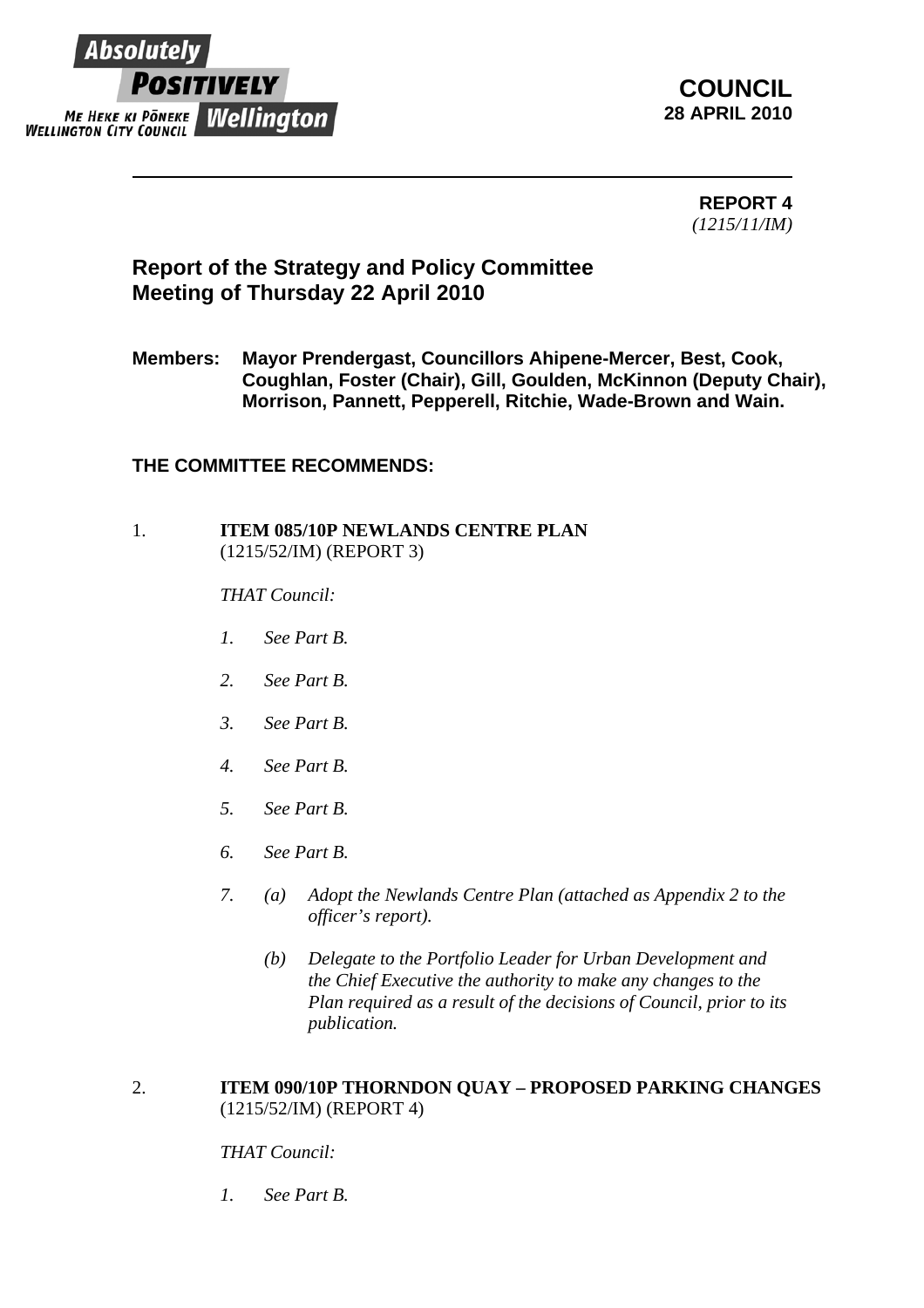Absolutely POSITIVELY Wellington
ME HEKE KI PŌNEKE
WELLINGTON CITY COUNCIL

**COUNCIL**
**28 APRIL 2010**

---

**REPORT 4**
*(1215/11/IM)*

## Report of the Strategy and Policy Committee Meeting of Thursday 22 April 2010

**Members: Mayor Prendergast, Councillors Ahipene-Mercer, Best, Cook, Coughlan, Foster (Chair), Gill, Goulden, McKinnon (Deputy Chair), Morrison, Pannett, Pepperell, Ritchie, Wade-Brown and Wain.**

**THE COMMITTEE RECOMMENDS:**

1. **ITEM 085/10P NEWLANDS CENTRE PLAN**
(1215/52/IM) (REPORT 3)

*THAT Council:*

*1. See Part B.*

*2. See Part B.*

*3. See Part B.*

*4. See Part B.*

*5. See Part B.*

*6. See Part B.*

*7. (a) Adopt the Newlands Centre Plan (attached as Appendix 2 to the officer's report).*

*(b) Delegate to the Portfolio Leader for Urban Development and the Chief Executive the authority to make any changes to the Plan required as a result of the decisions of Council, prior to its publication.*

2. **ITEM 090/10P THORNDON QUAY – PROPOSED PARKING CHANGES**
(1215/52/IM) (REPORT 4)

*THAT Council:*

*1. See Part B.*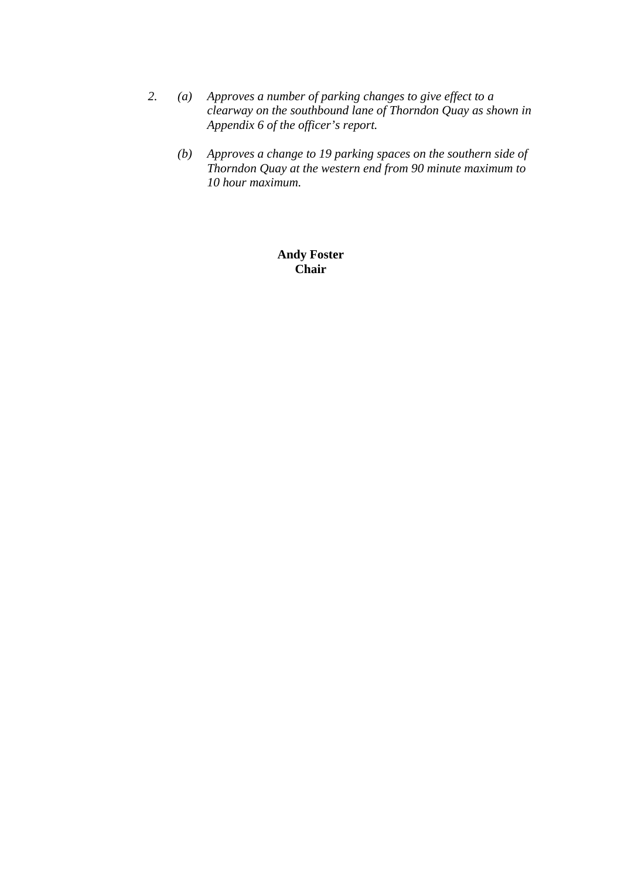*2.* *(a)* *Approves a number of parking changes to give effect to a clearway on the southbound lane of Thorndon Quay as shown in Appendix 6 of the officer's report.*

*(b)* *Approves a change to 19 parking spaces on the southern side of Thorndon Quay at the western end from 90 minute maximum to 10 hour maximum.*

**Andy Foster**
**Chair**